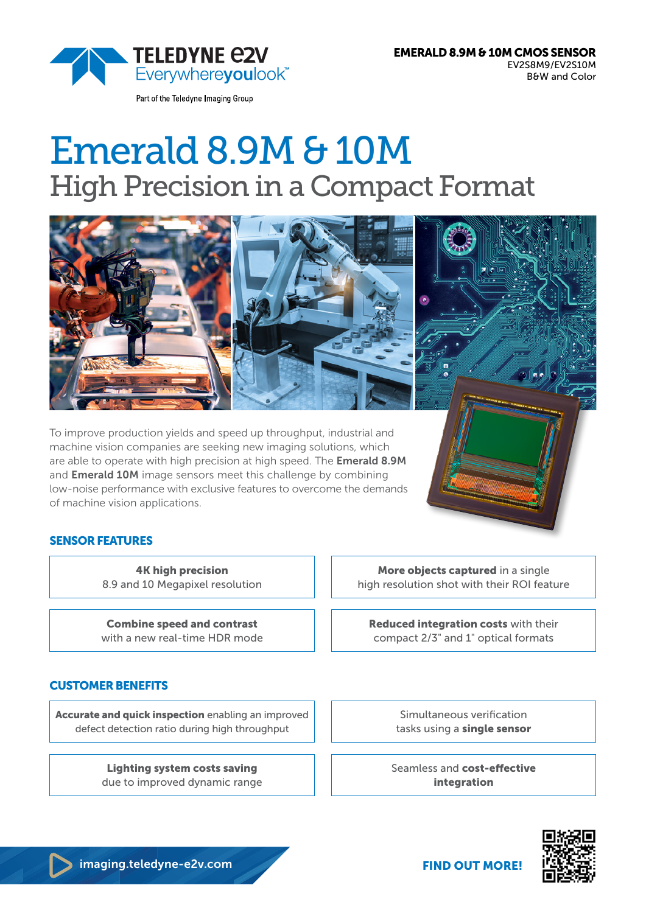**EMERALD 8.9M & 10M CMOS SENSOR**
EV2S8M9/EV2S10M
B&W and Color

# Emerald 8.9M & 10M

## High Precision in a Compact Format

To improve production yields and speed up throughput, industrial and machine vision companies are seeking new imaging solutions, which are able to operate with high precision at high speed. The **Emerald 8.9M** and **Emerald 10M** image sensors meet this challenge by combining low-noise performance with exclusive features to overcome the demands of machine vision applications.

### SENSOR FEATURES

- **4K high precision** 8.9 and 10 Megapixel resolution
- **More objects captured** in a single high resolution shot with their ROI feature
- **Combine speed and contrast** with a new real-time HDR mode
- **Reduced integration costs** with their compact 2/3" and 1" optical formats

### CUSTOMER BENEFITS

- **Accurate and quick inspection** enabling an improved defect detection ratio during high throughput
- Simultaneous verification tasks using a **single sensor**
- **Lighting system costs saving** due to improved dynamic range
- Seamless and **cost-effective integration**

imaging.teledyne-e2v.com

**FIND OUT MORE!**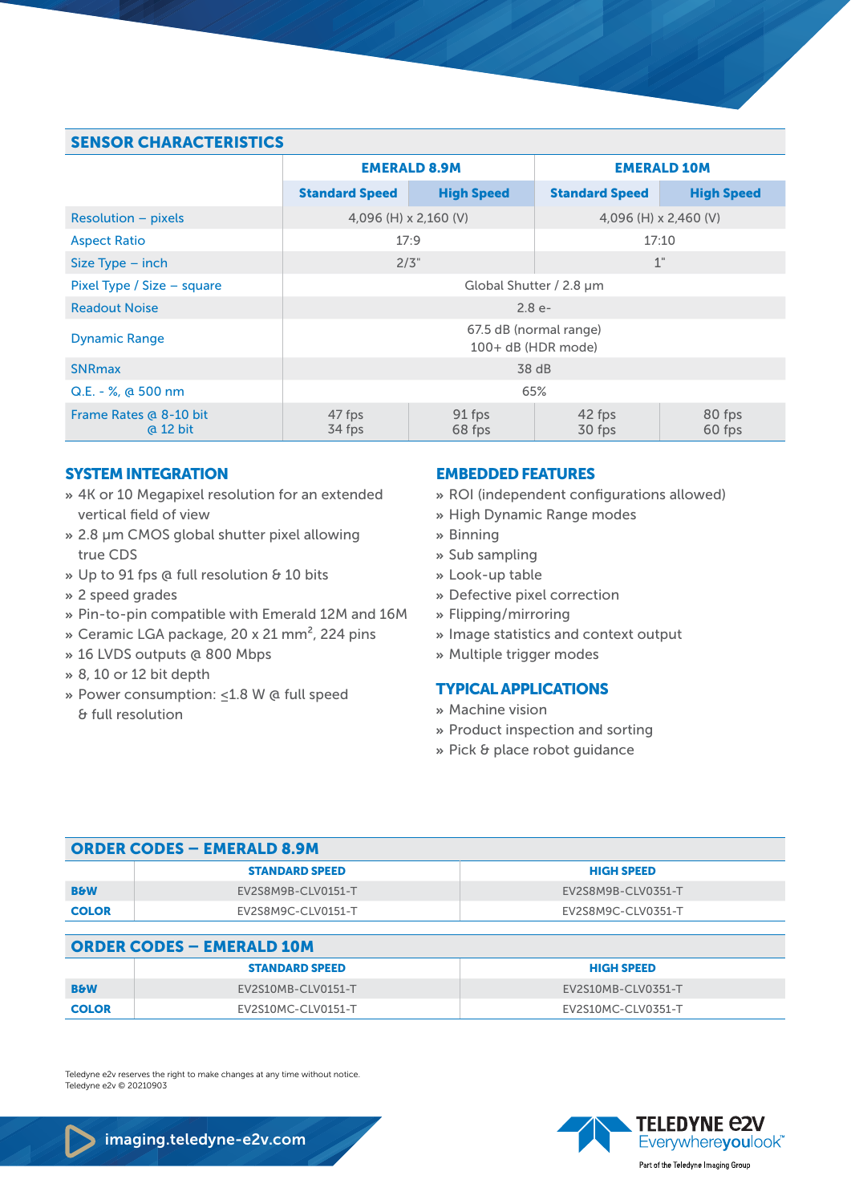## SENSOR CHARACTERISTICS

| | EMERALD 8.9M | | EMERALD 10M | |
|---|---|---|---|---|
| | Standard Speed | High Speed | Standard Speed | High Speed |
| Resolution – pixels | 4,096 (H) x 2,160 (V) | | 4,096 (H) x 2,460 (V) | |
| Aspect Ratio | 17:9 | | 17:10 | |
| Size Type – inch | 2/3" | | 1" | |
| Pixel Type / Size – square | Global Shutter / 2.8 µm | | | |
| Readout Noise | 2.8 e- | | | |
| Dynamic Range | 67.5 dB (normal range)<br>100+ dB (HDR mode) | | | |
| SNRmax | 38 dB | | | |
| Q.E. - %, @ 500 nm | 65% | | | |
| Frame Rates @ 8-10 bit<br>@ 12 bit | 47 fps<br>34 fps | 91 fps<br>68 fps | 42 fps<br>30 fps | 80 fps<br>60 fps |

## SYSTEM INTEGRATION

- 4K or 10 Megapixel resolution for an extended vertical field of view
- 2.8 µm CMOS global shutter pixel allowing true CDS
- Up to 91 fps @ full resolution & 10 bits
- 2 speed grades
- Pin-to-pin compatible with Emerald 12M and 16M
- Ceramic LGA package, 20 x 21 mm², 224 pins
- 16 LVDS outputs @ 800 Mbps
- 8, 10 or 12 bit depth
- Power consumption: ≤1.8 W @ full speed & full resolution

## EMBEDDED FEATURES

- ROI (independent configurations allowed)
- High Dynamic Range modes
- Binning
- Sub sampling
- Look-up table
- Defective pixel correction
- Flipping/mirroring
- Image statistics and context output
- Multiple trigger modes

## TYPICAL APPLICATIONS

- Machine vision
- Product inspection and sorting
- Pick & place robot guidance

## ORDER CODES – EMERALD 8.9M

| | STANDARD SPEED | HIGH SPEED |
|---|---|---|
| B&W | EV2S8M9B-CLV0151-T | EV2S8M9B-CLV0351-T |
| COLOR | EV2S8M9C-CLV0151-T | EV2S8M9C-CLV0351-T |

## ORDER CODES – EMERALD 10M

| | STANDARD SPEED | HIGH SPEED |
|---|---|---|
| B&W | EV2S10MB-CLV0151-T | EV2S10MB-CLV0351-T |
| COLOR | EV2S10MC-CLV0151-T | EV2S10MC-CLV0351-T |

Teledyne e2v reserves the right to make changes at any time without notice.
Teledyne e2v © 20210903

imaging.teledyne-e2v.com

TELEDYNE e2v
Everywhereyoulook™
Part of the Teledyne Imaging Group